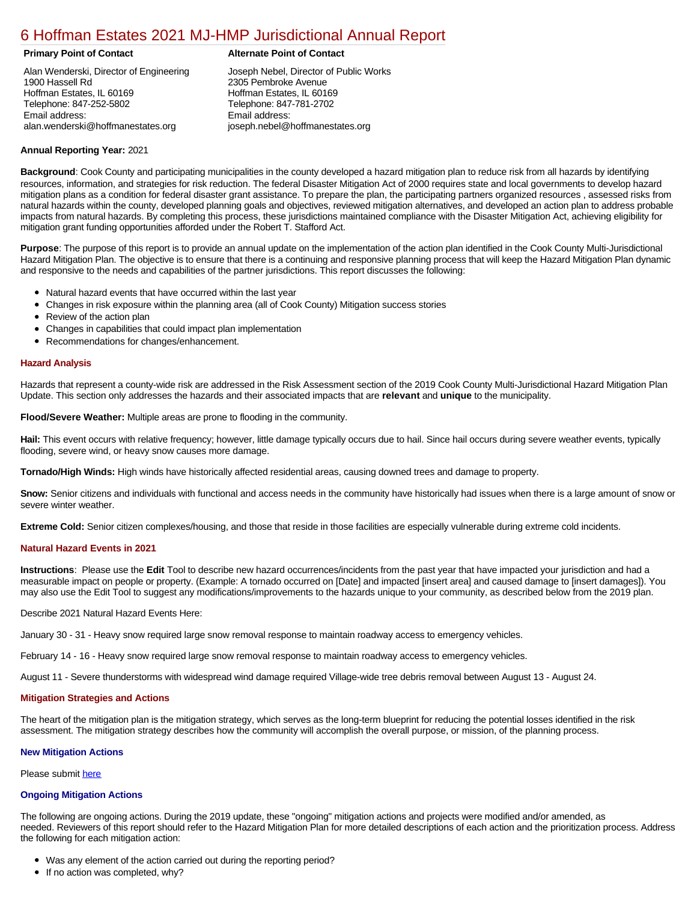# 6 Hoffman Estates 2021 MJ-HMP Jurisdictional Annual Report

**Primary Point of Contact**

Alan Wenderski, Director of Engineering
1900 Hassell Rd
Hoffman Estates, IL 60169
Telephone: 847-252-5802
Email address:
alan.wenderski@hoffmanestates.org

**Alternate Point of Contact**

Joseph Nebel, Director of Public Works
2305 Pembroke Avenue
Hoffman Estates, IL 60169
Telephone: 847-781-2702
Email address:
joseph.nebel@hoffmanestates.org

**Annual Reporting Year:** 2021

**Background**: Cook County and participating municipalities in the county developed a hazard mitigation plan to reduce risk from all hazards by identifying resources, information, and strategies for risk reduction. The federal Disaster Mitigation Act of 2000 requires state and local governments to develop hazard mitigation plans as a condition for federal disaster grant assistance. To prepare the plan, the participating partners organized resources , assessed risks from natural hazards within the county, developed planning goals and objectives, reviewed mitigation alternatives, and developed an action plan to address probable impacts from natural hazards. By completing this process, these jurisdictions maintained compliance with the Disaster Mitigation Act, achieving eligibility for mitigation grant funding opportunities afforded under the Robert T. Stafford Act.

**Purpose**: The purpose of this report is to provide an annual update on the implementation of the action plan identified in the Cook County Multi-Jurisdictional Hazard Mitigation Plan. The objective is to ensure that there is a continuing and responsive planning process that will keep the Hazard Mitigation Plan dynamic and responsive to the needs and capabilities of the partner jurisdictions. This report discusses the following:

- Natural hazard events that have occurred within the last year
- Changes in risk exposure within the planning area (all of Cook County) Mitigation success stories
- Review of the action plan
- Changes in capabilities that could impact plan implementation
- Recommendations for changes/enhancement.

### Hazard Analysis

Hazards that represent a county-wide risk are addressed in the Risk Assessment section of the 2019 Cook County Multi-Jurisdictional Hazard Mitigation Plan Update. This section only addresses the hazards and their associated impacts that are **relevant** and **unique** to the municipality.

**Flood/Severe Weather:** Multiple areas are prone to flooding in the community.

**Hail:** This event occurs with relative frequency; however, little damage typically occurs due to hail. Since hail occurs during severe weather events, typically flooding, severe wind, or heavy snow causes more damage.

**Tornado/High Winds:** High winds have historically affected residential areas, causing downed trees and damage to property.

**Snow:** Senior citizens and individuals with functional and access needs in the community have historically had issues when there is a large amount of snow or severe winter weather.

**Extreme Cold:** Senior citizen complexes/housing, and those that reside in those facilities are especially vulnerable during extreme cold incidents.

### Natural Hazard Events in 2021

**Instructions**: Please use the **Edit** Tool to describe new hazard occurrences/incidents from the past year that have impacted your jurisdiction and had a measurable impact on people or property. (Example: A tornado occurred on [Date] and impacted [insert area] and caused damage to [insert damages]). You may also use the Edit Tool to suggest any modifications/improvements to the hazards unique to your community, as described below from the 2019 plan.

Describe 2021 Natural Hazard Events Here:

January 30 - 31 - Heavy snow required large snow removal response to maintain roadway access to emergency vehicles.

February 14 - 16 - Heavy snow required large snow removal response to maintain roadway access to emergency vehicles.

August 11 - Severe thunderstorms with widespread wind damage required Village-wide tree debris removal between August 13 - August 24.

### Mitigation Strategies and Actions

The heart of the mitigation plan is the mitigation strategy, which serves as the long-term blueprint for reducing the potential losses identified in the risk assessment. The mitigation strategy describes how the community will accomplish the overall purpose, or mission, of the planning process.

#### New Mitigation Actions

Please submit here

#### Ongoing Mitigation Actions

The following are ongoing actions. During the 2019 update, these "ongoing" mitigation actions and projects were modified and/or amended, as needed. Reviewers of this report should refer to the Hazard Mitigation Plan for more detailed descriptions of each action and the prioritization process. Address the following for each mitigation action:

- Was any element of the action carried out during the reporting period?
- If no action was completed, why?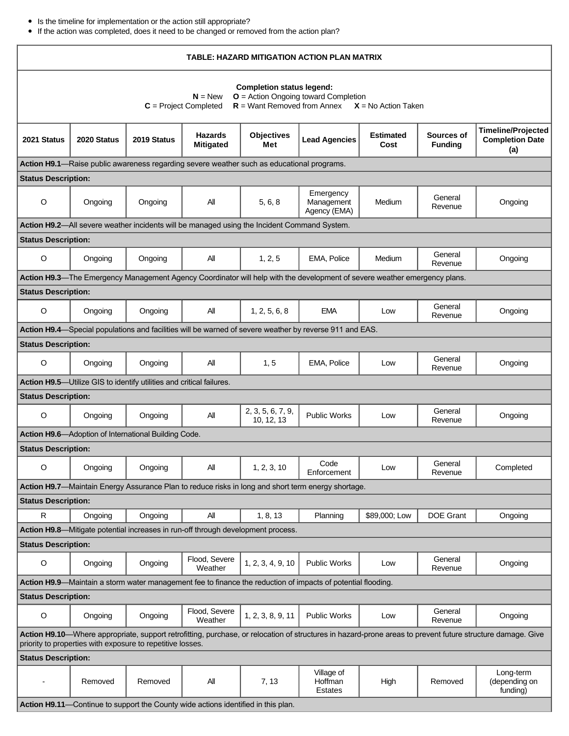- Is the timeline for implementation or the action still appropriate?
- If the action was completed, does it need to be changed or removed from the action plan?

**TABLE: HAZARD MITIGATION ACTION PLAN MATRIX**

**Completion status legend:**
**N** = New **O** = Action Ongoing toward Completion
**C** = Project Completed **R** = Want Removed from Annex **X** = No Action Taken

| 2021 Status | 2020 Status | 2019 Status | Hazards Mitigated | Objectives Met | Lead Agencies | Estimated Cost | Sources of Funding | Timeline/Projected Completion Date (a) |
|---|---|---|---|---|---|---|---|---|
| **Action H9.1**—Raise public awareness regarding severe weather such as educational programs. | | | | | | | | |
| **Status Description:** | | | | | | | | |
| O | Ongoing | Ongoing | All | 5, 6, 8 | Emergency Management Agency (EMA) | Medium | General Revenue | Ongoing |
| **Action H9.2**—All severe weather incidents will be managed using the Incident Command System. | | | | | | | | |
| **Status Description:** | | | | | | | | |
| O | Ongoing | Ongoing | All | 1, 2, 5 | EMA, Police | Medium | General Revenue | Ongoing |
| **Action H9.3**—The Emergency Management Agency Coordinator will help with the development of severe weather emergency plans. | | | | | | | | |
| **Status Description:** | | | | | | | | |
| O | Ongoing | Ongoing | All | 1, 2, 5, 6, 8 | EMA | Low | General Revenue | Ongoing |
| **Action H9.4**—Special populations and facilities will be warned of severe weather by reverse 911 and EAS. | | | | | | | | |
| **Status Description:** | | | | | | | | |
| O | Ongoing | Ongoing | All | 1, 5 | EMA, Police | Low | General Revenue | Ongoing |
| **Action H9.5**—Utilize GIS to identify utilities and critical failures. | | | | | | | | |
| **Status Description:** | | | | | | | | |
| O | Ongoing | Ongoing | All | 2, 3, 5, 6, 7, 9, 10, 12, 13 | Public Works | Low | General Revenue | Ongoing |
| **Action H9.6**—Adoption of International Building Code. | | | | | | | | |
| **Status Description:** | | | | | | | | |
| O | Ongoing | Ongoing | All | 1, 2, 3, 10 | Code Enforcement | Low | General Revenue | Completed |
| **Action H9.7**—Maintain Energy Assurance Plan to reduce risks in long and short term energy shortage. | | | | | | | | |
| **Status Description:** | | | | | | | | |
| R | Ongoing | Ongoing | All | 1, 8, 13 | Planning | $89,000; Low | DOE Grant | Ongoing |
| **Action H9.8**—Mitigate potential increases in run-off through development process. | | | | | | | | |
| **Status Description:** | | | | | | | | |
| O | Ongoing | Ongoing | Flood, Severe Weather | 1, 2, 3, 4, 9, 10 | Public Works | Low | General Revenue | Ongoing |
| **Action H9.9**—Maintain a storm water management fee to finance the reduction of impacts of potential flooding. | | | | | | | | |
| **Status Description:** | | | | | | | | |
| O | Ongoing | Ongoing | Flood, Severe Weather | 1, 2, 3, 8, 9, 11 | Public Works | Low | General Revenue | Ongoing |
| **Action H9.10**—Where appropriate, support retrofitting, purchase, or relocation of structures in hazard-prone areas to prevent future structure damage. Give priority to properties with exposure to repetitive losses. | | | | | | | | |
| **Status Description:** | | | | | | | | |
| - | Removed | Removed | All | 7, 13 | Village of Hoffman Estates | High | Removed | Long-term (depending on funding) |
| **Action H9.11**—Continue to support the County wide actions identified in this plan. | | | | | | | | |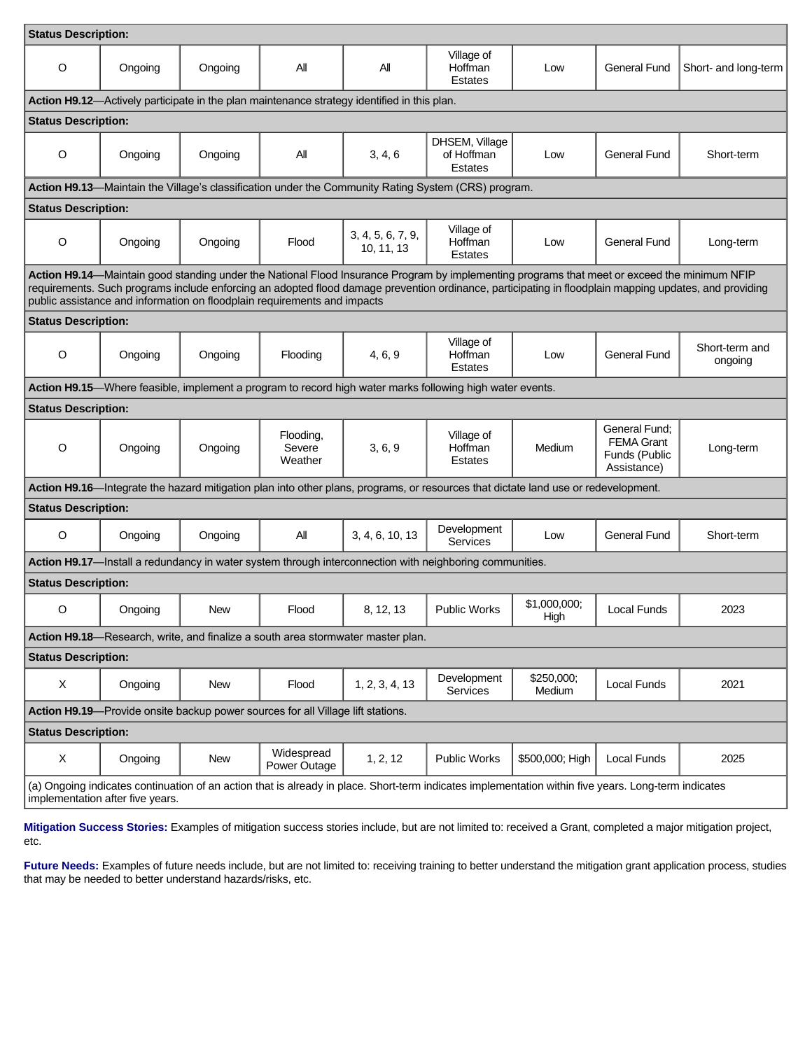| | | | | | | | | |
|---|---|---|---|---|---|---|---|---|
| **Status Description:** | | | | | | | | |
| O | Ongoing | Ongoing | All | All | Village of Hoffman Estates | Low | General Fund | Short- and long-term |
| **Action H9.12**—Actively participate in the plan maintenance strategy identified in this plan. | | | | | | | | |
| **Status Description:** | | | | | | | | |
| O | Ongoing | Ongoing | All | 3, 4, 6 | DHSEM, Village of Hoffman Estates | Low | General Fund | Short-term |
| **Action H9.13**—Maintain the Village's classification under the Community Rating System (CRS) program. | | | | | | | | |
| **Status Description:** | | | | | | | | |
| O | Ongoing | Ongoing | Flood | 3, 4, 5, 6, 7, 9, 10, 11, 13 | Village of Hoffman Estates | Low | General Fund | Long-term |
| **Action H9.14**—Maintain good standing under the National Flood Insurance Program by implementing programs that meet or exceed the minimum NFIP requirements. Such programs include enforcing an adopted flood damage prevention ordinance, participating in floodplain mapping updates, and providing public assistance and information on floodplain requirements and impacts | | | | | | | | |
| **Status Description:** | | | | | | | | |
| O | Ongoing | Ongoing | Flooding | 4, 6, 9 | Village of Hoffman Estates | Low | General Fund | Short-term and ongoing |
| **Action H9.15**—Where feasible, implement a program to record high water marks following high water events. | | | | | | | | |
| **Status Description:** | | | | | | | | |
| O | Ongoing | Ongoing | Flooding, Severe Weather | 3, 6, 9 | Village of Hoffman Estates | Medium | General Fund; FEMA Grant Funds (Public Assistance) | Long-term |
| **Action H9.16**—Integrate the hazard mitigation plan into other plans, programs, or resources that dictate land use or redevelopment. | | | | | | | | |
| **Status Description:** | | | | | | | | |
| O | Ongoing | Ongoing | All | 3, 4, 6, 10, 13 | Development Services | Low | General Fund | Short-term |
| **Action H9.17**—Install a redundancy in water system through interconnection with neighboring communities. | | | | | | | | |
| **Status Description:** | | | | | | | | |
| O | Ongoing | New | Flood | 8, 12, 13 | Public Works | $1,000,000; High | Local Funds | 2023 |
| **Action H9.18**—Research, write, and finalize a south area stormwater master plan. | | | | | | | | |
| **Status Description:** | | | | | | | | |
| X | Ongoing | New | Flood | 1, 2, 3, 4, 13 | Development Services | $250,000; Medium | Local Funds | 2021 |
| **Action H9.19**—Provide onsite backup power sources for all Village lift stations. | | | | | | | | |
| **Status Description:** | | | | | | | | |
| X | Ongoing | New | Widespread Power Outage | 1, 2, 12 | Public Works | $500,000; High | Local Funds | 2025 |
| (a) Ongoing indicates continuation of an action that is already in place. Short-term indicates implementation within five years. Long-term indicates implementation after five years. | | | | | | | | |

**Mitigation Success Stories:** Examples of mitigation success stories include, but are not limited to: received a Grant, completed a major mitigation project, etc.

**Future Needs:** Examples of future needs include, but are not limited to: receiving training to better understand the mitigation grant application process, studies that may be needed to better understand hazards/risks, etc.